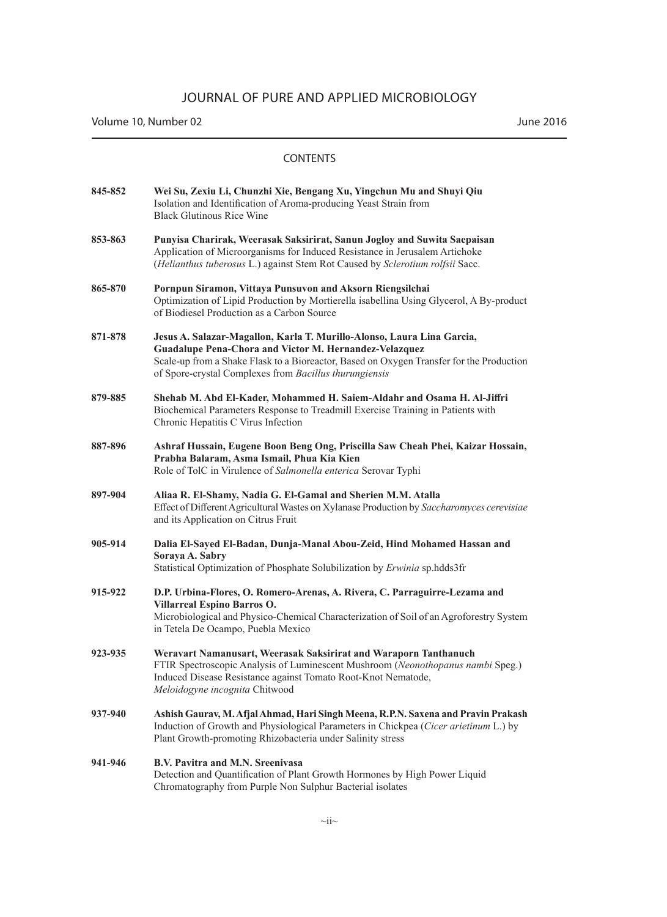# JOURNAL OF PURE AND APPLIED MICROBIOLOGY

Volume 10, Number 02 — June 2016

## CONTENTS

**845-852** **Wei Su, Zexiu Li, Chunzhi Xie, Bengang Xu, Yingchun Mu and Shuyi Qiu**
Isolation and Identification of Aroma-producing Yeast Strain from Black Glutinous Rice Wine

**853-863** **Punyisa Charirak, Weerasak Saksirirat, Sanun Jogloy and Suwita Saepaisan**
Application of Microorganisms for Induced Resistance in Jerusalem Artichoke (*Helianthus tuberosus* L.) against Stem Rot Caused by *Sclerotium rolfsii* Sacc.

**865-870** **Pornpun Siramon, Vittaya Punsuvon and Aksorn Riengsilchai**
Optimization of Lipid Production by Mortierella isabellina Using Glycerol, A By-product of Biodiesel Production as a Carbon Source

**871-878** **Jesus A. Salazar-Magallon, Karla T. Murillo-Alonso, Laura Lina Garcia, Guadalupe Pena-Chora and Victor M. Hernandez-Velazquez**
Scale-up from a Shake Flask to a Bioreactor, Based on Oxygen Transfer for the Production of Spore-crystal Complexes from *Bacillus thurungiensis*

**879-885** **Shehab M. Abd El-Kader, Mohammed H. Saiem-Aldahr and Osama H. Al-Jiffri**
Biochemical Parameters Response to Treadmill Exercise Training in Patients with Chronic Hepatitis C Virus Infection

**887-896** **Ashraf Hussain, Eugene Boon Beng Ong, Priscilla Saw Cheah Phei, Kaizar Hossain, Prabha Balaram, Asma Ismail, Phua Kia Kien**
Role of TolC in Virulence of *Salmonella enterica* Serovar Typhi

**897-904** **Aliaa R. El-Shamy, Nadia G. El-Gamal and Sherien M.M. Atalla**
Effect of Different Agricultural Wastes on Xylanase Production by *Saccharomyces cerevisiae* and its Application on Citrus Fruit

**905-914** **Dalia El-Sayed El-Badan, Dunja-Manal Abou-Zeid, Hind Mohamed Hassan and Soraya A. Sabry**
Statistical Optimization of Phosphate Solubilization by *Erwinia* sp.hdds3fr

**915-922** **D.P. Urbina-Flores, O. Romero-Arenas, A. Rivera, C. Parraguirre-Lezama and Villarreal Espino Barros O.**
Microbiological and Physico-Chemical Characterization of Soil of an Agroforestry System in Tetela De Ocampo, Puebla Mexico

**923-935** **Weravart Namanusart, Weerasak Saksirirat and Waraporn Tanthanuch**
FTIR Spectroscopic Analysis of Luminescent Mushroom (*Neonothopanus nambi* Speg.) Induced Disease Resistance against Tomato Root-Knot Nematode, *Meloidogyne incognita* Chitwood

**937-940** **Ashish Gaurav, M. Afjal Ahmad, Hari Singh Meena, R.P.N. Saxena and Pravin Prakash**
Induction of Growth and Physiological Parameters in Chickpea (*Cicer arietinum* L.) by Plant Growth-promoting Rhizobacteria under Salinity stress

**941-946** **B.V. Pavitra and M.N. Sreenivasa**
Detection and Quantification of Plant Growth Hormones by High Power Liquid Chromatography from Purple Non Sulphur Bacterial isolates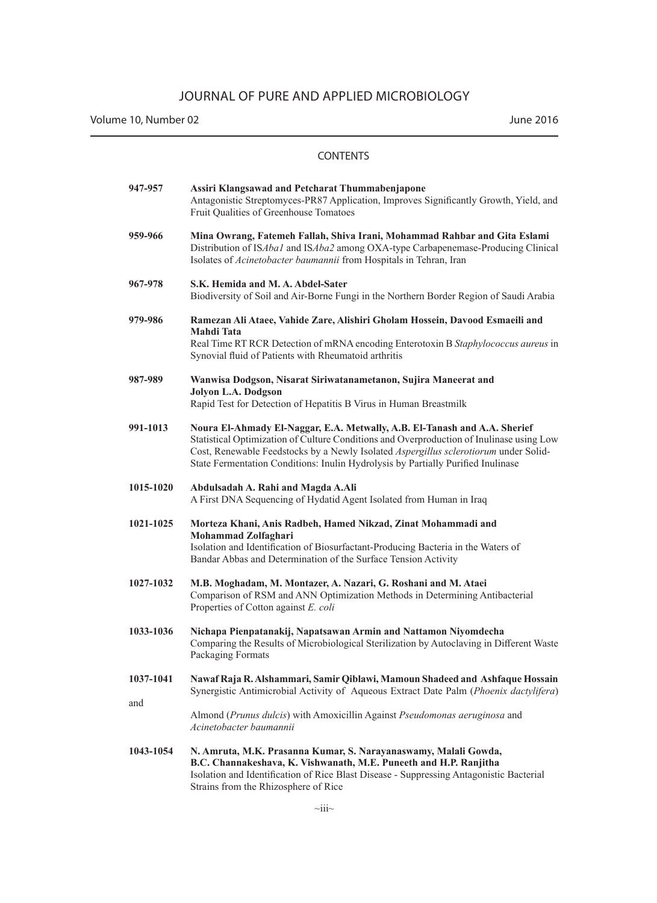# JOURNAL OF PURE AND APPLIED MICROBIOLOGY

Volume 10, Number 02 — June 2016

## CONTENTS

**947-957** **Assiri Klangsawad and Petcharat Thummabenjapone**
Antagonistic Streptomyces-PR87 Application, Improves Significantly Growth, Yield, and Fruit Qualities of Greenhouse Tomatoes

**959-966** **Mina Owrang, Fatemeh Fallah, Shiva Irani, Mohammad Rahbar and Gita Eslami**
Distribution of IS*Aba1* and IS*Aba2* among OXA-type Carbapenemase-Producing Clinical Isolates of *Acinetobacter baumannii* from Hospitals in Tehran, Iran

**967-978** **S.K. Hemida and M. A. Abdel-Sater**
Biodiversity of Soil and Air-Borne Fungi in the Northern Border Region of Saudi Arabia

**979-986** **Ramezan Ali Ataee, Vahide Zare, Alishiri Gholam Hossein, Davood Esmaeili and Mahdi Tata**
Real Time RT RCR Detection of mRNA encoding Enterotoxin B *Staphylococcus aureus* in Synovial fluid of Patients with Rheumatoid arthritis

**987-989** **Wanwisa Dodgson, Nisarat Siriwatanametanon, Sujira Maneerat and Jolyon L.A. Dodgson**
Rapid Test for Detection of Hepatitis B Virus in Human Breastmilk

**991-1013** **Noura El-Ahmady El-Naggar, E.A. Metwally, A.B. El-Tanash and A.A. Sherief**
Statistical Optimization of Culture Conditions and Overproduction of Inulinase using Low Cost, Renewable Feedstocks by a Newly Isolated *Aspergillus sclerotiorum* under Solid-State Fermentation Conditions: Inulin Hydrolysis by Partially Purified Inulinase

**1015-1020** **Abdulsadah A. Rahi and Magda A.Ali**
A First DNA Sequencing of Hydatid Agent Isolated from Human in Iraq

**1021-1025** **Morteza Khani, Anis Radbeh, Hamed Nikzad, Zinat Mohammadi and Mohammad Zolfaghari**
Isolation and Identification of Biosurfactant-Producing Bacteria in the Waters of Bandar Abbas and Determination of the Surface Tension Activity

**1027-1032** **M.B. Moghadam, M. Montazer, A. Nazari, G. Roshani and M. Ataei**
Comparison of RSM and ANN Optimization Methods in Determining Antibacterial Properties of Cotton against *E. coli*

**1033-1036** **Nichapa Pienpatanakij, Napatsawan Armin and Nattamon Niyomdecha**
Comparing the Results of Microbiological Sterilization by Autoclaving in Different Waste Packaging Formats

**1037-1041** **Nawaf Raja R. Alshammari, Samir Qiblawi, Mamoun Shadeed and Ashfaque Hossain**
Synergistic Antimicrobial Activity of Aqueous Extract Date Palm (*Phoenix dactylifera*) and Almond (*Prunus dulcis*) with Amoxicillin Against *Pseudomonas aeruginosa* and *Acinetobacter baumannii*

**1043-1054** **N. Amruta, M.K. Prasanna Kumar, S. Narayanaswamy, Malali Gowda, B.C. Channakeshava, K. Vishwanath, M.E. Puneeth and H.P. Ranjitha**
Isolation and Identification of Rice Blast Disease - Suppressing Antagonistic Bacterial Strains from the Rhizosphere of Rice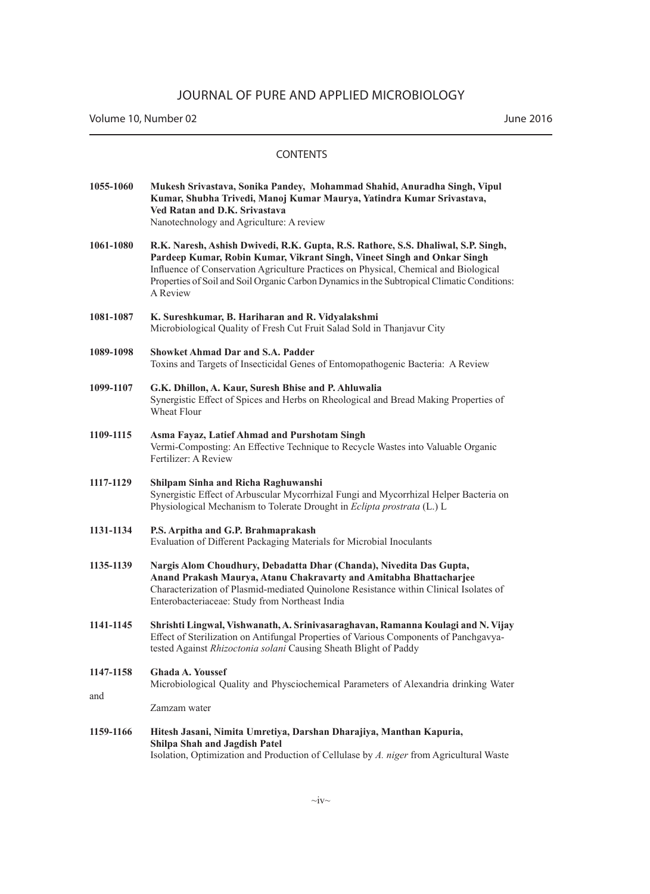# JOURNAL OF PURE AND APPLIED MICROBIOLOGY

Volume 10, Number 02 June 2016

## CONTENTS

**1055-1060** **Mukesh Srivastava, Sonika Pandey, Mohammad Shahid, Anuradha Singh, Vipul Kumar, Shubha Trivedi, Manoj Kumar Maurya, Yatindra Kumar Srivastava, Ved Ratan and D.K. Srivastava**
Nanotechnology and Agriculture: A review

**1061-1080** **R.K. Naresh, Ashish Dwivedi, R.K. Gupta, R.S. Rathore, S.S. Dhaliwal, S.P. Singh, Pardeep Kumar, Robin Kumar, Vikrant Singh, Vineet Singh and Onkar Singh**
Influence of Conservation Agriculture Practices on Physical, Chemical and Biological Properties of Soil and Soil Organic Carbon Dynamics in the Subtropical Climatic Conditions: A Review

**1081-1087** **K. Sureshkumar, B. Hariharan and R. Vidyalakshmi**
Microbiological Quality of Fresh Cut Fruit Salad Sold in Thanjavur City

**1089-1098** **Showket Ahmad Dar and S.A. Padder**
Toxins and Targets of Insecticidal Genes of Entomopathogenic Bacteria: A Review

**1099-1107** **G.K. Dhillon, A. Kaur, Suresh Bhise and P. Ahluwalia**
Synergistic Effect of Spices and Herbs on Rheological and Bread Making Properties of Wheat Flour

**1109-1115** **Asma Fayaz, Latief Ahmad and Purshotam Singh**
Vermi-Composting: An Effective Technique to Recycle Wastes into Valuable Organic Fertilizer: A Review

**1117-1129** **Shilpam Sinha and Richa Raghuwanshi**
Synergistic Effect of Arbuscular Mycorrhizal Fungi and Mycorrhizal Helper Bacteria on Physiological Mechanism to Tolerate Drought in *Eclipta prostrata* (L.) L

**1131-1134** **P.S. Arpitha and G.P. Brahmaprakash**
Evaluation of Different Packaging Materials for Microbial Inoculants

**1135-1139** **Nargis Alom Choudhury, Debadatta Dhar (Chanda), Nivedita Das Gupta, Anand Prakash Maurya, Atanu Chakravarty and Amitabha Bhattacharjee**
Characterization of Plasmid-mediated Quinolone Resistance within Clinical Isolates of Enterobacteriaceae: Study from Northeast India

**1141-1145** **Shrishti Lingwal, Vishwanath, A. Srinivasaraghavan, Ramanna Koulagi and N. Vijay**
Effect of Sterilization on Antifungal Properties of Various Components of Panchgavya-tested Against *Rhizoctonia solani* Causing Sheath Blight of Paddy

**1147-1158** **Ghada A. Youssef**
Microbiological Quality and Physciochemical Parameters of Alexandria drinking Water and Zamzam water

**1159-1166** **Hitesh Jasani, Nimita Umretiya, Darshan Dharajiya, Manthan Kapuria, Shilpa Shah and Jagdish Patel**
Isolation, Optimization and Production of Cellulase by *A. niger* from Agricultural Waste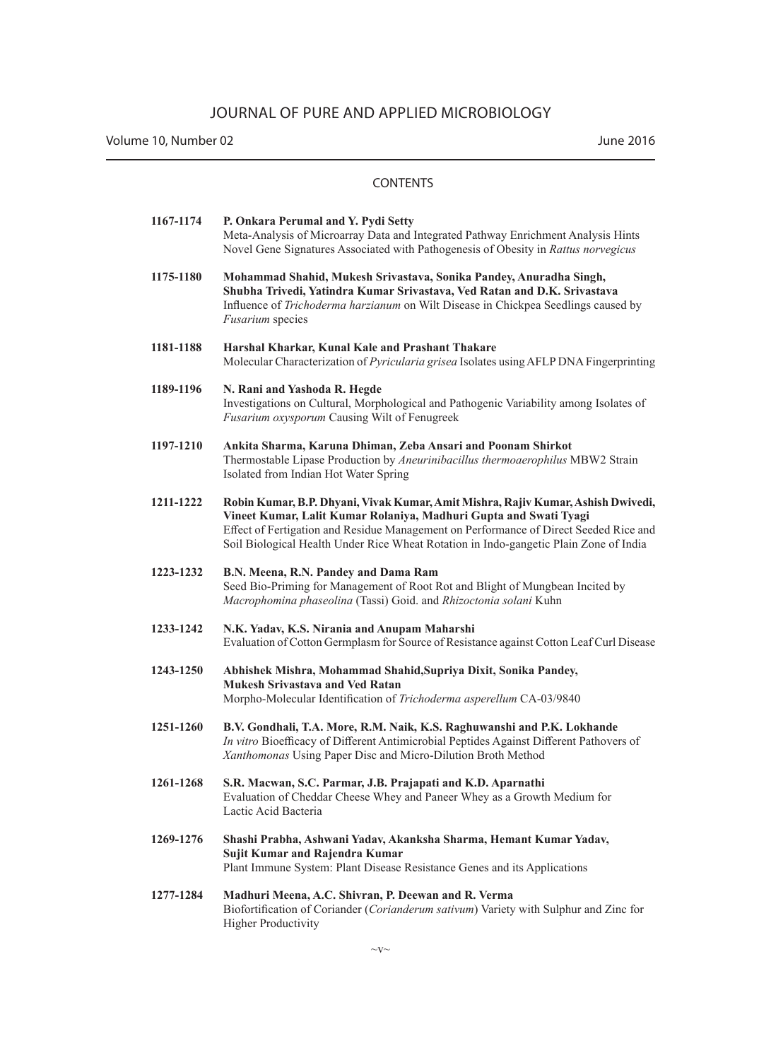# JOURNAL OF PURE AND APPLIED MICROBIOLOGY

Volume 10, Number 02 June 2016

## CONTENTS

**1167-1174** **P. Onkara Perumal and Y. Pydi Setty**
Meta-Analysis of Microarray Data and Integrated Pathway Enrichment Analysis Hints Novel Gene Signatures Associated with Pathogenesis of Obesity in *Rattus norvegicus*

**1175-1180** **Mohammad Shahid, Mukesh Srivastava, Sonika Pandey, Anuradha Singh, Shubha Trivedi, Yatindra Kumar Srivastava, Ved Ratan and D.K. Srivastava**
Influence of *Trichoderma harzianum* on Wilt Disease in Chickpea Seedlings caused by *Fusarium* species

**1181-1188** **Harshal Kharkar, Kunal Kale and Prashant Thakare**
Molecular Characterization of *Pyricularia grisea* Isolates using AFLP DNA Fingerprinting

**1189-1196** **N. Rani and Yashoda R. Hegde**
Investigations on Cultural, Morphological and Pathogenic Variability among Isolates of *Fusarium oxysporum* Causing Wilt of Fenugreek

**1197-1210** **Ankita Sharma, Karuna Dhiman, Zeba Ansari and Poonam Shirkot**
Thermostable Lipase Production by *Aneurinibacillus thermoaerophilus* MBW2 Strain Isolated from Indian Hot Water Spring

**1211-1222** **Robin Kumar, B.P. Dhyani, Vivak Kumar, Amit Mishra, Rajiv Kumar, Ashish Dwivedi, Vineet Kumar, Lalit Kumar Rolaniya, Madhuri Gupta and Swati Tyagi**
Effect of Fertigation and Residue Management on Performance of Direct Seeded Rice and Soil Biological Health Under Rice Wheat Rotation in Indo-gangetic Plain Zone of India

**1223-1232** **B.N. Meena, R.N. Pandey and Dama Ram**
Seed Bio-Priming for Management of Root Rot and Blight of Mungbean Incited by *Macrophomina phaseolina* (Tassi) Goid. and *Rhizoctonia solani* Kuhn

**1233-1242** **N.K. Yadav, K.S. Nirania and Anupam Maharshi**
Evaluation of Cotton Germplasm for Source of Resistance against Cotton Leaf Curl Disease

**1243-1250** **Abhishek Mishra, Mohammad Shahid,Supriya Dixit, Sonika Pandey, Mukesh Srivastava and Ved Ratan**
Morpho-Molecular Identification of *Trichoderma asperellum* CA-03/9840

**1251-1260** **B.V. Gondhali, T.A. More, R.M. Naik, K.S. Raghuwanshi and P.K. Lokhande**
*In vitro* Bioefficacy of Different Antimicrobial Peptides Against Different Pathovers of *Xanthomonas* Using Paper Disc and Micro-Dilution Broth Method

**1261-1268** **S.R. Macwan, S.C. Parmar, J.B. Prajapati and K.D. Aparnathi**
Evaluation of Cheddar Cheese Whey and Paneer Whey as a Growth Medium for Lactic Acid Bacteria

**1269-1276** **Shashi Prabha, Ashwani Yadav, Akanksha Sharma, Hemant Kumar Yadav, Sujit Kumar and Rajendra Kumar**
Plant Immune System: Plant Disease Resistance Genes and its Applications

**1277-1284** **Madhuri Meena, A.C. Shivran, P. Deewan and R. Verma**
Biofortification of Coriander (*Coriandrum sativum*) Variety with Sulphur and Zinc for Higher Productivity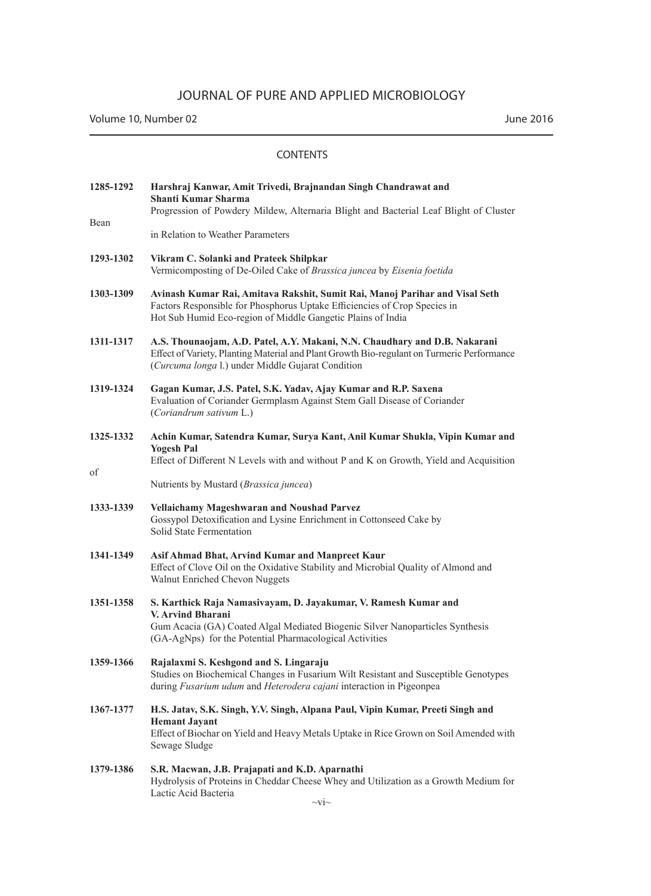# JOURNAL OF PURE AND APPLIED MICROBIOLOGY

Volume 10, Number 02 — June 2016

## CONTENTS

**1285-1292** **Harshraj Kanwar, Amit Trivedi, Brajnandan Singh Chandrawat and Shanti Kumar Sharma**
Progression of Powdery Mildew, Alternaria Blight and Bacterial Leaf Blight of Cluster Bean in Relation to Weather Parameters

**1293-1302** **Vikram C. Solanki and Prateek Shilpkar**
Vermicomposting of De-Oiled Cake of *Brassica juncea* by *Eisenia foetida*

**1303-1309** **Avinash Kumar Rai, Amitava Rakshit, Sumit Rai, Manoj Parihar and Visal Seth**
Factors Responsible for Phosphorus Uptake Efficiencies of Crop Species in Hot Sub Humid Eco-region of Middle Gangetic Plains of India

**1311-1317** **A.S. Thounaojam, A.D. Patel, A.Y. Makani, N.N. Chaudhary and D.B. Nakarani**
Effect of Variety, Planting Material and Plant Growth Bio-regulant on Turmeric Performance (*Curcuma longa* l.) under Middle Gujarat Condition

**1319-1324** **Gagan Kumar, J.S. Patel, S.K. Yadav, Ajay Kumar and R.P. Saxena**
Evaluation of Coriander Germplasm Against Stem Gall Disease of Coriander (*Coriandrum sativum* L.)

**1325-1332** **Achin Kumar, Satendra Kumar, Surya Kant, Anil Kumar Shukla, Vipin Kumar and Yogesh Pal**
Effect of Different N Levels with and without P and K on Growth, Yield and Acquisition of Nutrients by Mustard (*Brassica juncea*)

**1333-1339** **Vellaichamy Mageshwaran and Noushad Parvez**
Gossypol Detoxification and Lysine Enrichment in Cottonseed Cake by Solid State Fermentation

**1341-1349** **Asif Ahmad Bhat, Arvind Kumar and Manpreet Kaur**
Effect of Clove Oil on the Oxidative Stability and Microbial Quality of Almond and Walnut Enriched Chevon Nuggets

**1351-1358** **S. Karthick Raja Namasivayam, D. Jayakumar, V. Ramesh Kumar and V. Arvind Bharani**
Gum Acacia (GA) Coated Algal Mediated Biogenic Silver Nanoparticles Synthesis (GA-AgNps) for the Potential Pharmacological Activities

**1359-1366** **Rajalaxmi S. Keshgond and S. Lingaraju**
Studies on Biochemical Changes in Fusarium Wilt Resistant and Susceptible Genotypes during *Fusarium udum* and *Heterodera cajani* interaction in Pigeonpea

**1367-1377** **H.S. Jatav, S.K. Singh, Y.V. Singh, Alpana Paul, Vipin Kumar, Preeti Singh and Hemant Jayant**
Effect of Biochar on Yield and Heavy Metals Uptake in Rice Grown on Soil Amended with Sewage Sludge

**1379-1386** **S.R. Macwan, J.B. Prajapati and K.D. Aparnathi**
Hydrolysis of Proteins in Cheddar Cheese Whey and Utilization as a Growth Medium for Lactic Acid Bacteria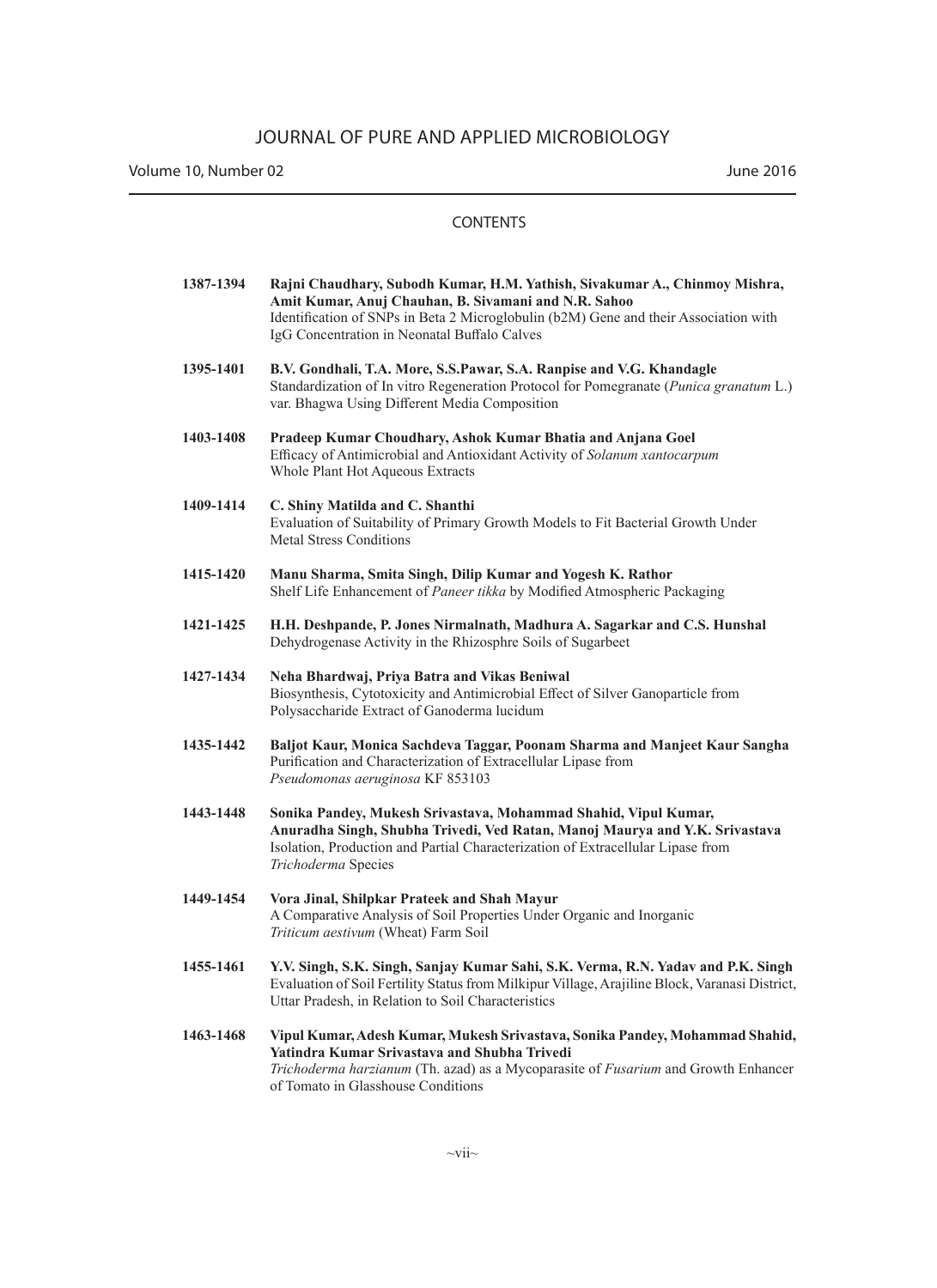# JOURNAL OF PURE AND APPLIED MICROBIOLOGY

Volume 10, Number 02 June 2016

## CONTENTS

**1387-1394** **Rajni Chaudhary, Subodh Kumar, H.M. Yathish, Sivakumar A., Chinmoy Mishra, Amit Kumar, Anuj Chauhan, B. Sivamani and N.R. Sahoo**
Identification of SNPs in Beta 2 Microglobulin (b2M) Gene and their Association with IgG Concentration in Neonatal Buffalo Calves

**1395-1401** **B.V. Gondhali, T.A. More, S.S.Pawar, S.A. Ranpise and V.G. Khandagle**
Standardization of In vitro Regeneration Protocol for Pomegranate (*Punica granatum* L.) var. Bhagwa Using Different Media Composition

**1403-1408** **Pradeep Kumar Choudhary, Ashok Kumar Bhatia and Anjana Goel**
Efficacy of Antimicrobial and Antioxidant Activity of *Solanum xantocarpum* Whole Plant Hot Aqueous Extracts

**1409-1414** **C. Shiny Matilda and C. Shanthi**
Evaluation of Suitability of Primary Growth Models to Fit Bacterial Growth Under Metal Stress Conditions

**1415-1420** **Manu Sharma, Smita Singh, Dilip Kumar and Yogesh K. Rathor**
Shelf Life Enhancement of *Paneer tikka* by Modified Atmospheric Packaging

**1421-1425** **H.H. Deshpande, P. Jones Nirmalnath, Madhura A. Sagarkar and C.S. Hunshal**
Dehydrogenase Activity in the Rhizosphre Soils of Sugarbeet

**1427-1434** **Neha Bhardwaj, Priya Batra and Vikas Beniwal**
Biosynthesis, Cytotoxicity and Antimicrobial Effect of Silver Ganoparticle from Polysaccharide Extract of Ganoderma lucidum

**1435-1442** **Baljot Kaur, Monica Sachdeva Taggar, Poonam Sharma and Manjeet Kaur Sangha**
Purification and Characterization of Extracellular Lipase from *Pseudomonas aeruginosa* KF 853103

**1443-1448** **Sonika Pandey, Mukesh Srivastava, Mohammad Shahid, Vipul Kumar, Anuradha Singh, Shubha Trivedi, Ved Ratan, Manoj Maurya and Y.K. Srivastava**
Isolation, Production and Partial Characterization of Extracellular Lipase from *Trichoderma* Species

**1449-1454** **Vora Jinal, Shilpkar Prateek and Shah Mayur**
A Comparative Analysis of Soil Properties Under Organic and Inorganic *Triticum aestivum* (Wheat) Farm Soil

**1455-1461** **Y.V. Singh, S.K. Singh, Sanjay Kumar Sahi, S.K. Verma, R.N. Yadav and P.K. Singh**
Evaluation of Soil Fertility Status from Milkipur Village, Arajiline Block, Varanasi District, Uttar Pradesh, in Relation to Soil Characteristics

**1463-1468** **Vipul Kumar, Adesh Kumar, Mukesh Srivastava, Sonika Pandey, Mohammad Shahid, Yatindra Kumar Srivastava and Shubha Trivedi**
*Trichoderma harzianum* (Th. azad) as a Mycoparasite of *Fusarium* and Growth Enhancer of Tomato in Glasshouse Conditions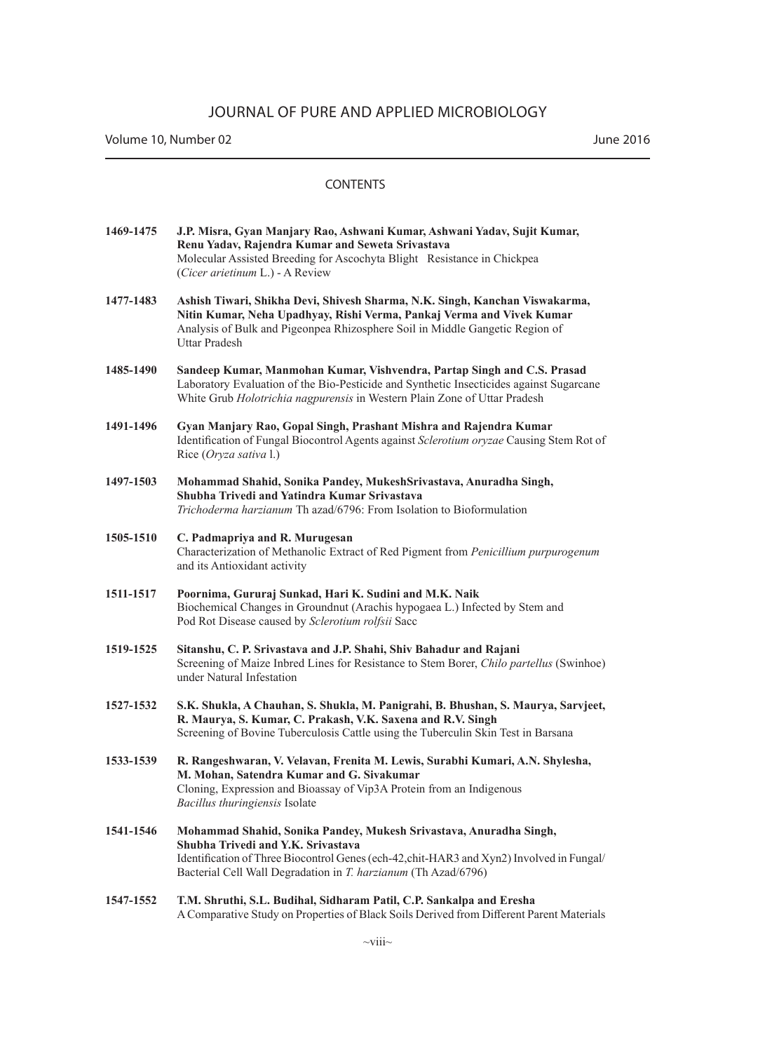# JOURNAL OF PURE AND APPLIED MICROBIOLOGY

Volume 10, Number 02 June 2016

## CONTENTS

**1469-1475** **J.P. Misra, Gyan Manjary Rao, Ashwani Kumar, Ashwani Yadav, Sujit Kumar, Renu Yadav, Rajendra Kumar and Seweta Srivastava**
Molecular Assisted Breeding for Ascochyta Blight Resistance in Chickpea (*Cicer arietinum* L.) - A Review

**1477-1483** **Ashish Tiwari, Shikha Devi, Shivesh Sharma, N.K. Singh, Kanchan Viswakarma, Nitin Kumar, Neha Upadhyay, Rishi Verma, Pankaj Verma and Vivek Kumar**
Analysis of Bulk and Pigeonpea Rhizosphere Soil in Middle Gangetic Region of Uttar Pradesh

**1485-1490** **Sandeep Kumar, Manmohan Kumar, Vishvendra, Partap Singh and C.S. Prasad**
Laboratory Evaluation of the Bio-Pesticide and Synthetic Insecticides against Sugarcane White Grub *Holotrichia nagpurensis* in Western Plain Zone of Uttar Pradesh

**1491-1496** **Gyan Manjary Rao, Gopal Singh, Prashant Mishra and Rajendra Kumar**
Identification of Fungal Biocontrol Agents against *Sclerotium oryzae* Causing Stem Rot of Rice (*Oryza sativa* l.)

**1497-1503** **Mohammad Shahid, Sonika Pandey, MukeshSrivastava, Anuradha Singh, Shubha Trivedi and Yatindra Kumar Srivastava**
*Trichoderma harzianum* Th azad/6796: From Isolation to Bioformulation

**1505-1510** **C. Padmapriya and R. Murugesan**
Characterization of Methanolic Extract of Red Pigment from *Penicillium purpurogenum* and its Antioxidant activity

**1511-1517** **Poornima, Gururaj Sunkad, Hari K. Sudini and M.K. Naik**
Biochemical Changes in Groundnut (Arachis hypogaea L.) Infected by Stem and Pod Rot Disease caused by *Sclerotium rolfsii* Sacc

**1519-1525** **Sitanshu, C. P. Srivastava and J.P. Shahi, Shiv Bahadur and Rajani**
Screening of Maize Inbred Lines for Resistance to Stem Borer, *Chilo partellus* (Swinhoe) under Natural Infestation

**1527-1532** **S.K. Shukla, A Chauhan, S. Shukla, M. Panigrahi, B. Bhushan, S. Maurya, Sarvjeet, R. Maurya, S. Kumar, C. Prakash, V.K. Saxena and R.V. Singh**
Screening of Bovine Tuberculosis Cattle using the Tuberculin Skin Test in Barsana

**1533-1539** **R. Rangeshwaran, V. Velavan, Frenita M. Lewis, Surabhi Kumari, A.N. Shylesha, M. Mohan, Satendra Kumar and G. Sivakumar**
Cloning, Expression and Bioassay of Vip3A Protein from an Indigenous *Bacillus thuringiensis* Isolate

**1541-1546** **Mohammad Shahid, Sonika Pandey, Mukesh Srivastava, Anuradha Singh, Shubha Trivedi and Y.K. Srivastava**
Identification of Three Biocontrol Genes (ech-42,chit-HAR3 and Xyn2) Involved in Fungal/Bacterial Cell Wall Degradation in *T. harzianum* (Th Azad/6796)

**1547-1552** **T.M. Shruthi, S.L. Budihal, Sidharam Patil, C.P. Sankalpa and Eresha**
A Comparative Study on Properties of Black Soils Derived from Different Parent Materials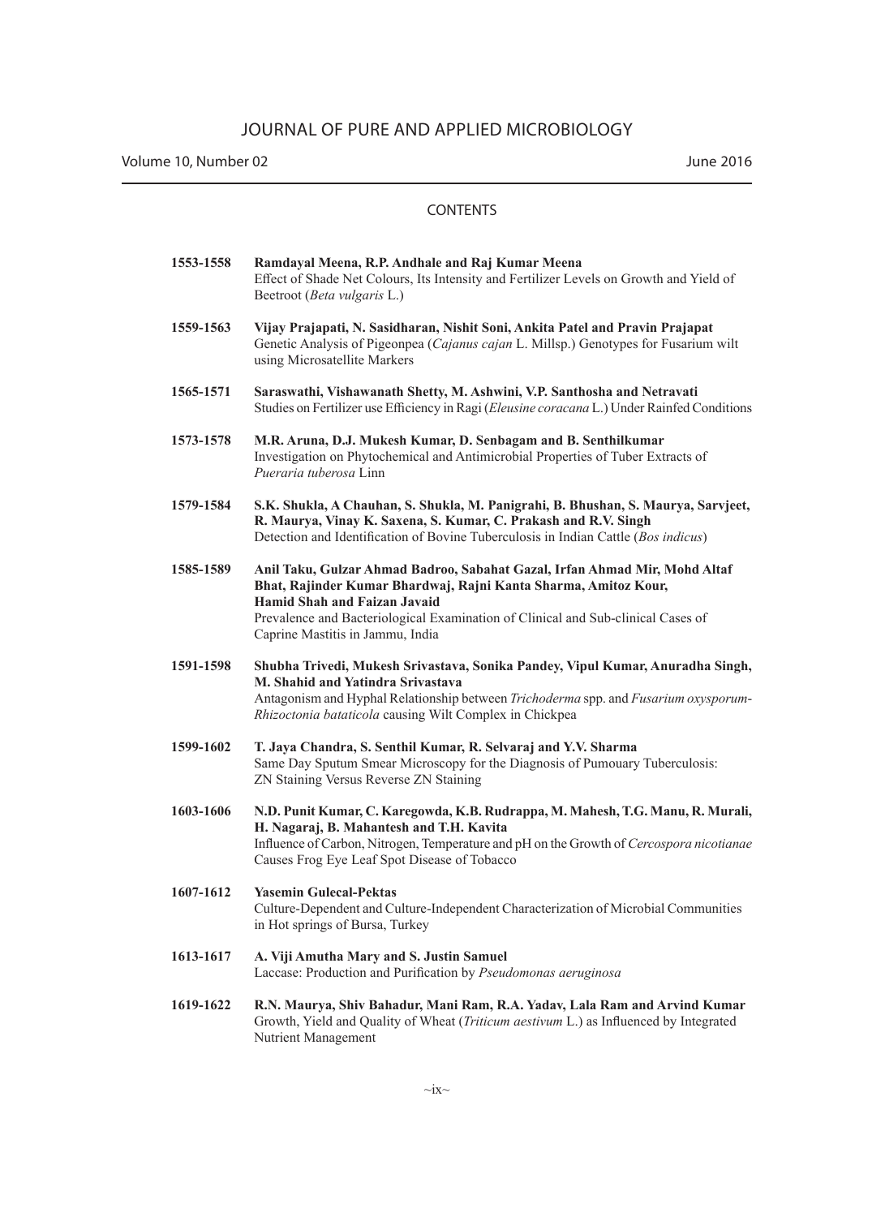# JOURNAL OF PURE AND APPLIED MICROBIOLOGY

Volume 10, Number 02 June 2016

## CONTENTS

**1553-1558** **Ramdayal Meena, R.P. Andhale and Raj Kumar Meena**
Effect of Shade Net Colours, Its Intensity and Fertilizer Levels on Growth and Yield of Beetroot (*Beta vulgaris* L.)

**1559-1563** **Vijay Prajapati, N. Sasidharan, Nishit Soni, Ankita Patel and Pravin Prajapat**
Genetic Analysis of Pigeonpea (*Cajanus cajan* L. Millsp.) Genotypes for Fusarium wilt using Microsatellite Markers

**1565-1571** **Saraswathi, Vishawanath Shetty, M. Ashwini, V.P. Santhosha and Netravati**
Studies on Fertilizer use Efficiency in Ragi (*Eleusine coracana* L.) Under Rainfed Conditions

**1573-1578** **M.R. Aruna, D.J. Mukesh Kumar, D. Senbagam and B. Senthilkumar**
Investigation on Phytochemical and Antimicrobial Properties of Tuber Extracts of *Pueraria tuberosa* Linn

**1579-1584** **S.K. Shukla, A Chauhan, S. Shukla, M. Panigrahi, B. Bhushan, S. Maurya, Sarvjeet, R. Maurya, Vinay K. Saxena, S. Kumar, C. Prakash and R.V. Singh**
Detection and Identification of Bovine Tuberculosis in Indian Cattle (*Bos indicus*)

**1585-1589** **Anil Taku, Gulzar Ahmad Badroo, Sabahat Gazal, Irfan Ahmad Mir, Mohd Altaf Bhat, Rajinder Kumar Bhardwaj, Rajni Kanta Sharma, Amitoz Kour, Hamid Shah and Faizan Javaid**
Prevalence and Bacteriological Examination of Clinical and Sub-clinical Cases of Caprine Mastitis in Jammu, India

**1591-1598** **Shubha Trivedi, Mukesh Srivastava, Sonika Pandey, Vipul Kumar, Anuradha Singh, M. Shahid and Yatindra Srivastava**
Antagonism and Hyphal Relationship between *Trichoderma* spp. and *Fusarium oxysporum-Rhizoctonia bataticola* causing Wilt Complex in Chickpea

**1599-1602** **T. Jaya Chandra, S. Senthil Kumar, R. Selvaraj and Y.V. Sharma**
Same Day Sputum Smear Microscopy for the Diagnosis of Pumouary Tuberculosis: ZN Staining Versus Reverse ZN Staining

**1603-1606** **N.D. Punit Kumar, C. Karegowda, K.B. Rudrappa, M. Mahesh, T.G. Manu, R. Murali, H. Nagaraj, B. Mahantesh and T.H. Kavita**
Influence of Carbon, Nitrogen, Temperature and pH on the Growth of *Cercospora nicotianae* Causes Frog Eye Leaf Spot Disease of Tobacco

**1607-1612** **Yasemin Gulecal-Pektas**
Culture-Dependent and Culture-Independent Characterization of Microbial Communities in Hot springs of Bursa, Turkey

**1613-1617** **A. Viji Amutha Mary and S. Justin Samuel**
Laccase: Production and Purification by *Pseudomonas aeruginosa*

**1619-1622** **R.N. Maurya, Shiv Bahadur, Mani Ram, R.A. Yadav, Lala Ram and Arvind Kumar**
Growth, Yield and Quality of Wheat (*Triticum aestivum* L.) as Influenced by Integrated Nutrient Management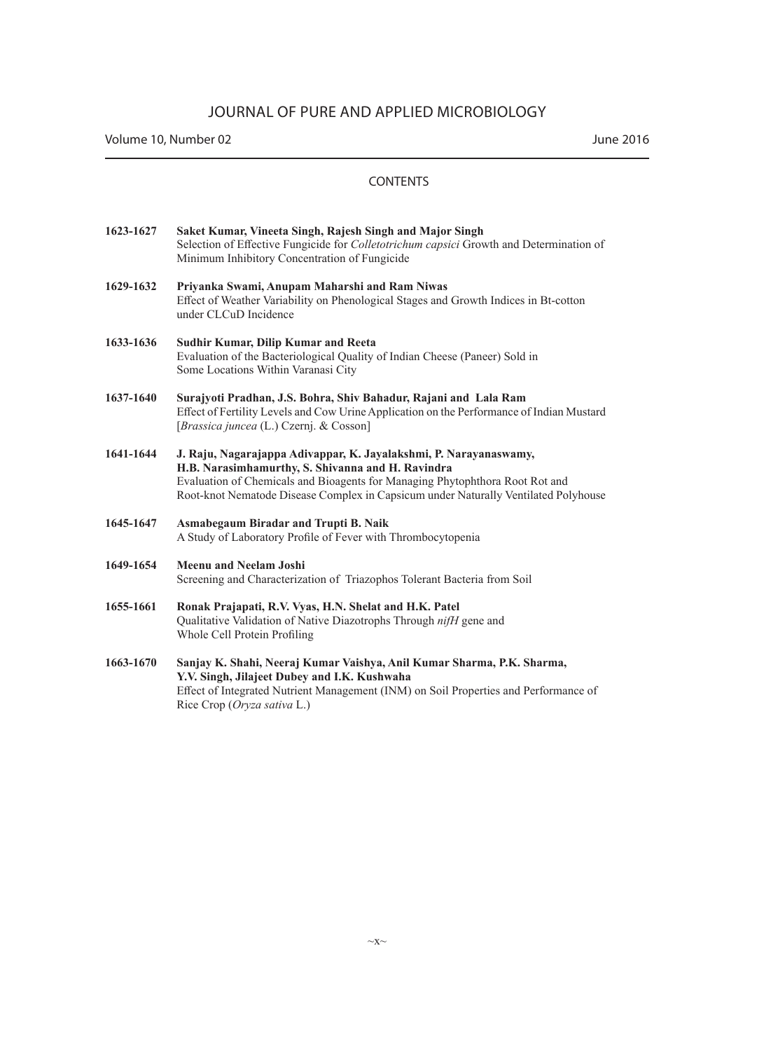# JOURNAL OF PURE AND APPLIED MICROBIOLOGY

Volume 10, Number 02 June 2016

## CONTENTS

**1623-1627** **Saket Kumar, Vineeta Singh, Rajesh Singh and Major Singh**
Selection of Effective Fungicide for *Colletotrichum capsici* Growth and Determination of Minimum Inhibitory Concentration of Fungicide

**1629-1632** **Priyanka Swami, Anupam Maharshi and Ram Niwas**
Effect of Weather Variability on Phenological Stages and Growth Indices in Bt-cotton under CLCuD Incidence

**1633-1636** **Sudhir Kumar, Dilip Kumar and Reeta**
Evaluation of the Bacteriological Quality of Indian Cheese (Paneer) Sold in Some Locations Within Varanasi City

**1637-1640** **Surajyoti Pradhan, J.S. Bohra, Shiv Bahadur, Rajani and Lala Ram**
Effect of Fertility Levels and Cow Urine Application on the Performance of Indian Mustard [*Brassica juncea* (L.) Czernj. & Cosson]

**1641-1644** **J. Raju, Nagarajappa Adivappar, K. Jayalakshmi, P. Narayanaswamy, H.B. Narasimhamurthy, S. Shivanna and H. Ravindra**
Evaluation of Chemicals and Bioagents for Managing Phytophthora Root Rot and Root-knot Nematode Disease Complex in Capsicum under Naturally Ventilated Polyhouse

**1645-1647** **Asmabegaum Biradar and Trupti B. Naik**
A Study of Laboratory Profile of Fever with Thrombocytopenia

**1649-1654** **Meenu and Neelam Joshi**
Screening and Characterization of Triazophos Tolerant Bacteria from Soil

**1655-1661** **Ronak Prajapati, R.V. Vyas, H.N. Shelat and H.K. Patel**
Qualitative Validation of Native Diazotrophs Through *nifH* gene and Whole Cell Protein Profiling

**1663-1670** **Sanjay K. Shahi, Neeraj Kumar Vaishya, Anil Kumar Sharma, P.K. Sharma, Y.V. Singh, Jilajeet Dubey and I.K. Kushwaha**
Effect of Integrated Nutrient Management (INM) on Soil Properties and Performance of Rice Crop (*Oryza sativa* L.)